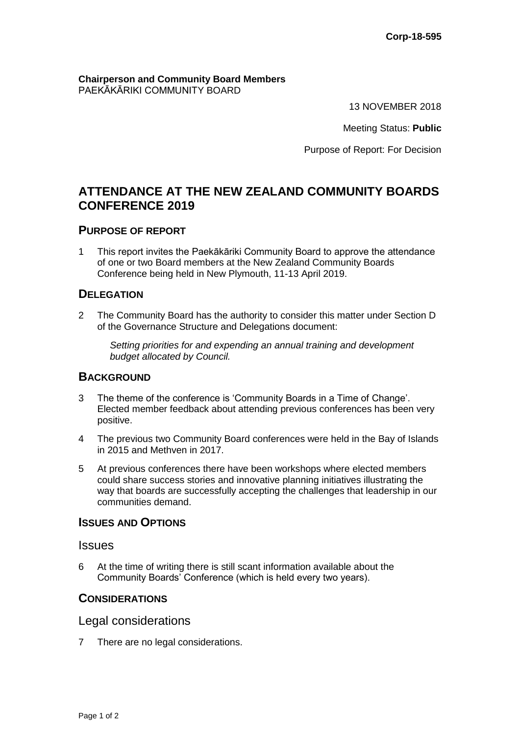**Corp-18-595**

**Chairperson and Community Board Members**
PAEKĀKĀRIKI COMMUNITY BOARD

13 NOVEMBER 2018

Meeting Status: **Public**

Purpose of Report: For Decision

# ATTENDANCE AT THE NEW ZEALAND COMMUNITY BOARDS CONFERENCE 2019

## PURPOSE OF REPORT

1 This report invites the Paekākāriki Community Board to approve the attendance of one or two Board members at the New Zealand Community Boards Conference being held in New Plymouth, 11-13 April 2019.

## DELEGATION

2 The Community Board has the authority to consider this matter under Section D of the Governance Structure and Delegations document:

> *Setting priorities for and expending an annual training and development budget allocated by Council.*

## BACKGROUND

3 The theme of the conference is 'Community Boards in a Time of Change'. Elected member feedback about attending previous conferences has been very positive.

4 The previous two Community Board conferences were held in the Bay of Islands in 2015 and Methven in 2017.

5 At previous conferences there have been workshops where elected members could share success stories and innovative planning initiatives illustrating the way that boards are successfully accepting the challenges that leadership in our communities demand.

## ISSUES AND OPTIONS

### Issues

6 At the time of writing there is still scant information available about the Community Boards' Conference (which is held every two years).

## CONSIDERATIONS

### Legal considerations

7 There are no legal considerations.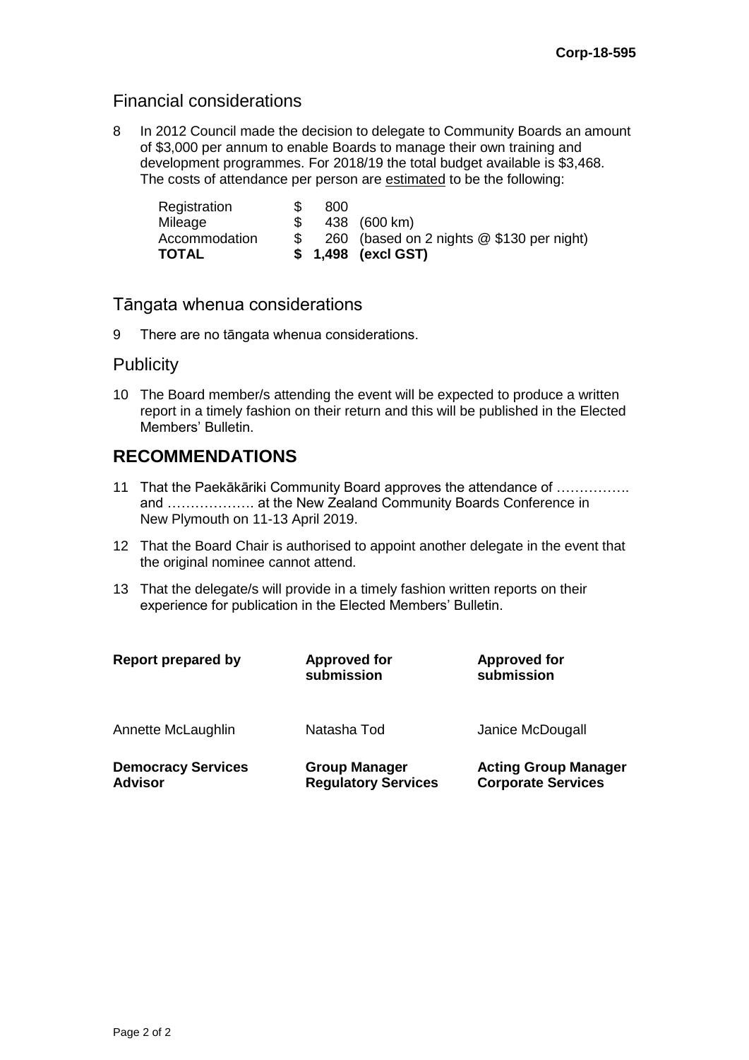## Financial considerations

8 In 2012 Council made the decision to delegate to Community Boards an amount of $3,000 per annum to enable Boards to manage their own training and development programmes. For 2018/19 the total budget available is $3,468. The costs of attendance per person are estimated to be the following:

| | | | |
|---|---|---|---|
| Registration | $ | 800 | |
| Mileage | $ | 438 | (600 km) |
| Accommodation | $ | 260 | (based on 2 nights @ $130 per night) |
| **TOTAL** | **$** | **1,498** | **(excl GST)** |

## Tāngata whenua considerations

9 There are no tāngata whenua considerations.

## Publicity

10 The Board member/s attending the event will be expected to produce a written report in a timely fashion on their return and this will be published in the Elected Members' Bulletin.

# RECOMMENDATIONS

11 That the Paekākāriki Community Board approves the attendance of ……………. and ………………. at the New Zealand Community Boards Conference in New Plymouth on 11-13 April 2019.

12 That the Board Chair is authorised to appoint another delegate in the event that the original nominee cannot attend.

13 That the delegate/s will provide in a timely fashion written reports on their experience for publication in the Elected Members' Bulletin.

| **Report prepared by** | **Approved for submission** | **Approved for submission** |
|---|---|---|
| Annette McLaughlin | Natasha Tod | Janice McDougall |
| **Democracy Services Advisor** | **Group Manager Regulatory Services** | **Acting Group Manager Corporate Services** |